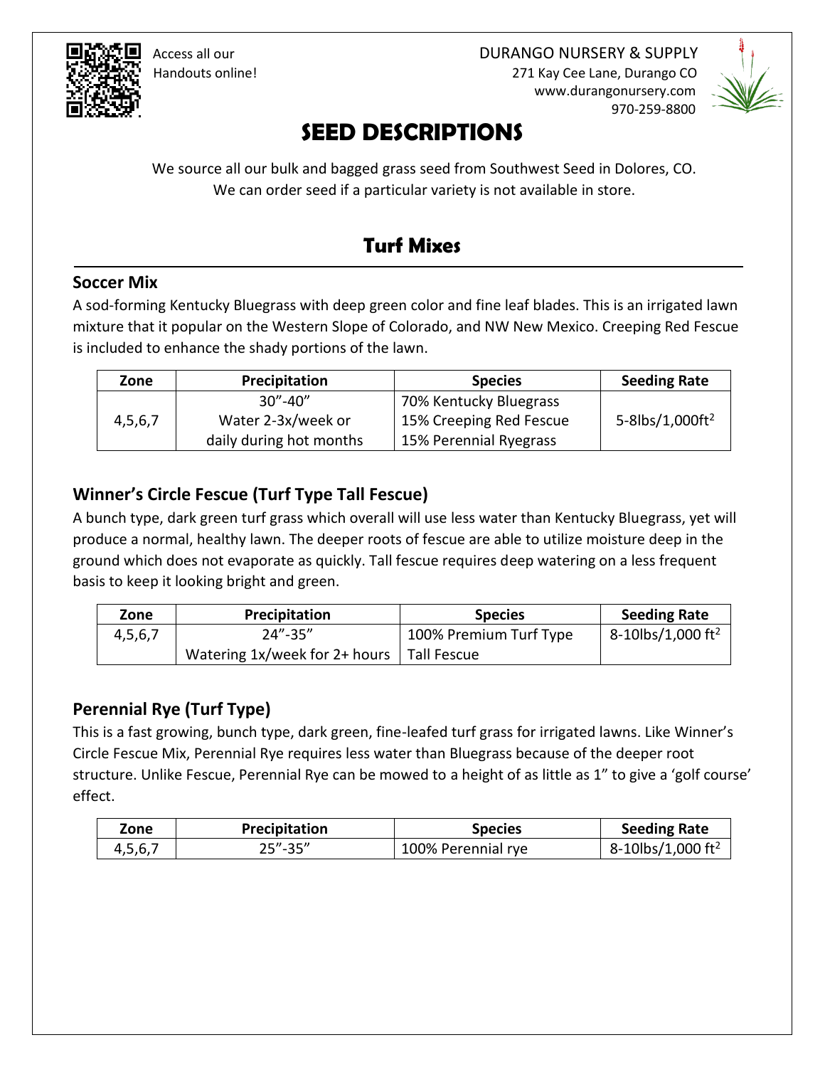Access all our Handouts online!

DURANGO NURSERY & SUPPLY
271 Kay Cee Lane, Durango CO
www.durangonursery.com
970-259-8800

# SEED DESCRIPTIONS

We source all our bulk and bagged grass seed from Southwest Seed in Dolores, CO.
We can order seed if a particular variety is not available in store.

## Turf Mixes

### Soccer Mix

A sod-forming Kentucky Bluegrass with deep green color and fine leaf blades. This is an irrigated lawn mixture that it popular on the Western Slope of Colorado, and NW New Mexico. Creeping Red Fescue is included to enhance the shady portions of the lawn.

| Zone | Precipitation | Species | Seeding Rate |
|---|---|---|---|
| 4,5,6,7 | 30"-40" Water 2-3x/week or daily during hot months | 70% Kentucky Bluegrass 15% Creeping Red Fescue 15% Perennial Ryegrass | 5-8lbs/1,000ft$^2$ |

### Winner's Circle Fescue (Turf Type Tall Fescue)

A bunch type, dark green turf grass which overall will use less water than Kentucky Bluegrass, yet will produce a normal, healthy lawn. The deeper roots of fescue are able to utilize moisture deep in the ground which does not evaporate as quickly. Tall fescue requires deep watering on a less frequent basis to keep it looking bright and green.

| Zone | Precipitation | Species | Seeding Rate |
|---|---|---|---|
| 4,5,6,7 | 24"-35" Watering 1x/week for 2+ hours | 100% Premium Turf Type Tall Fescue | 8-10lbs/1,000 ft$^2$ |

### Perennial Rye (Turf Type)

This is a fast growing, bunch type, dark green, fine-leafed turf grass for irrigated lawns. Like Winner's Circle Fescue Mix, Perennial Rye requires less water than Bluegrass because of the deeper root structure. Unlike Fescue, Perennial Rye can be mowed to a height of as little as 1" to give a 'golf course' effect.

| Zone | Precipitation | Species | Seeding Rate |
|---|---|---|---|
| 4,5,6,7 | 25"-35" | 100% Perennial rye | 8-10lbs/1,000 ft$^2$ |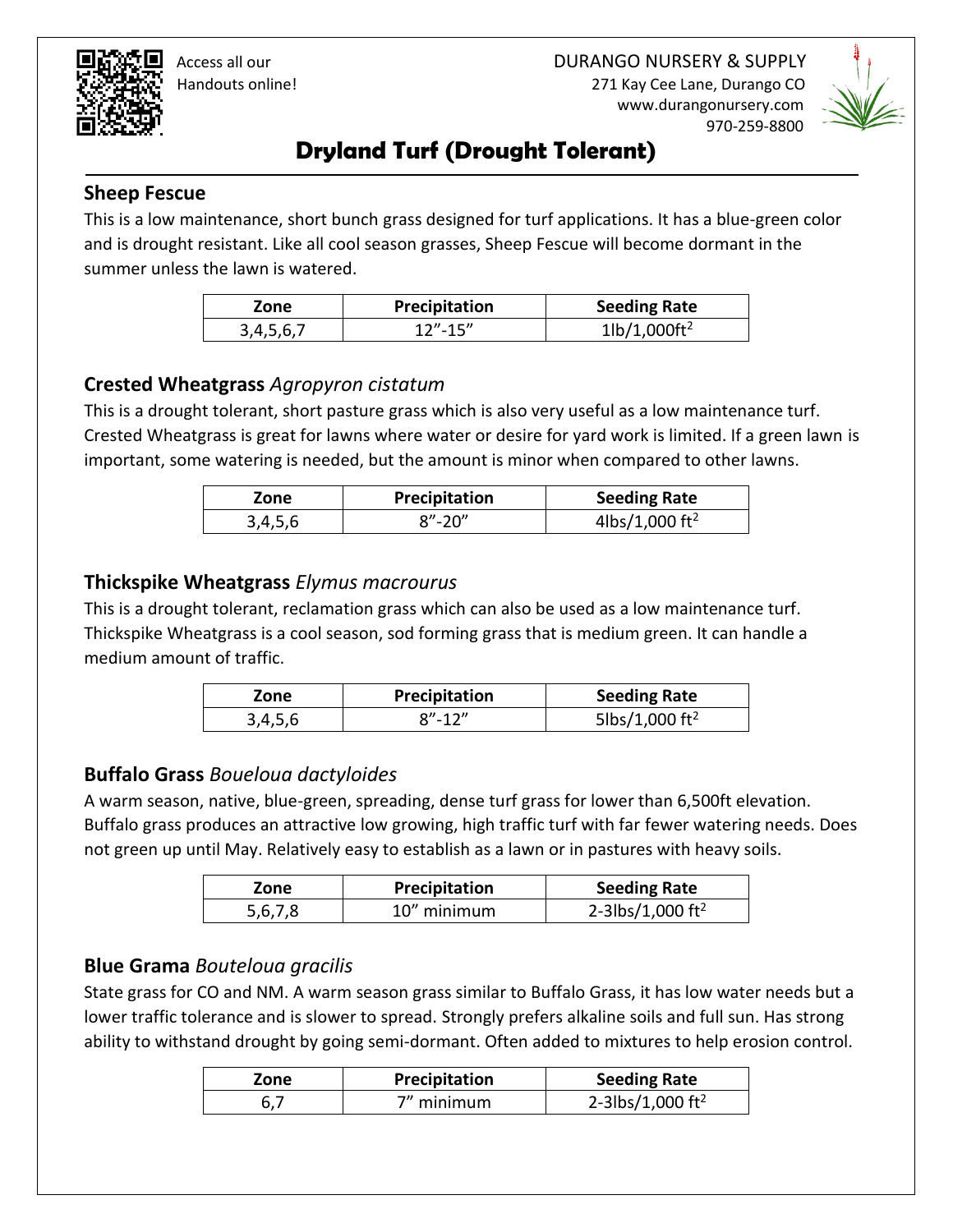# Dryland Turf (Drought Tolerant)

## Sheep Fescue

This is a low maintenance, short bunch grass designed for turf applications. It has a blue-green color and is drought resistant. Like all cool season grasses, Sheep Fescue will become dormant in the summer unless the lawn is watered.

| Zone | Precipitation | Seeding Rate |
|---|---|---|
| 3,4,5,6,7 | 12"-15" | 1lb/1,000ft$^2$ |

## Crested Wheatgrass *Agropyron cistatum*

This is a drought tolerant, short pasture grass which is also very useful as a low maintenance turf. Crested Wheatgrass is great for lawns where water or desire for yard work is limited. If a green lawn is important, some watering is needed, but the amount is minor when compared to other lawns.

| Zone | Precipitation | Seeding Rate |
|---|---|---|
| 3,4,5,6 | 8"-20" | 4lbs/1,000 ft$^2$ |

## Thickspike Wheatgrass *Elymus macrourus*

This is a drought tolerant, reclamation grass which can also be used as a low maintenance turf. Thickspike Wheatgrass is a cool season, sod forming grass that is medium green. It can handle a medium amount of traffic.

| Zone | Precipitation | Seeding Rate |
|---|---|---|
| 3,4,5,6 | 8"-12" | 5lbs/1,000 ft$^2$ |

## Buffalo Grass *Boueloua dactyloides*

A warm season, native, blue-green, spreading, dense turf grass for lower than 6,500ft elevation. Buffalo grass produces an attractive low growing, high traffic turf with far fewer watering needs. Does not green up until May. Relatively easy to establish as a lawn or in pastures with heavy soils.

| Zone | Precipitation | Seeding Rate |
|---|---|---|
| 5,6,7,8 | 10" minimum | 2-3lbs/1,000 ft$^2$ |

## Blue Grama *Bouteloua gracilis*

State grass for CO and NM. A warm season grass similar to Buffalo Grass, it has low water needs but a lower traffic tolerance and is slower to spread. Strongly prefers alkaline soils and full sun. Has strong ability to withstand drought by going semi-dormant. Often added to mixtures to help erosion control.

| Zone | Precipitation | Seeding Rate |
|---|---|---|
| 6,7 | 7" minimum | 2-3lbs/1,000 ft$^2$ |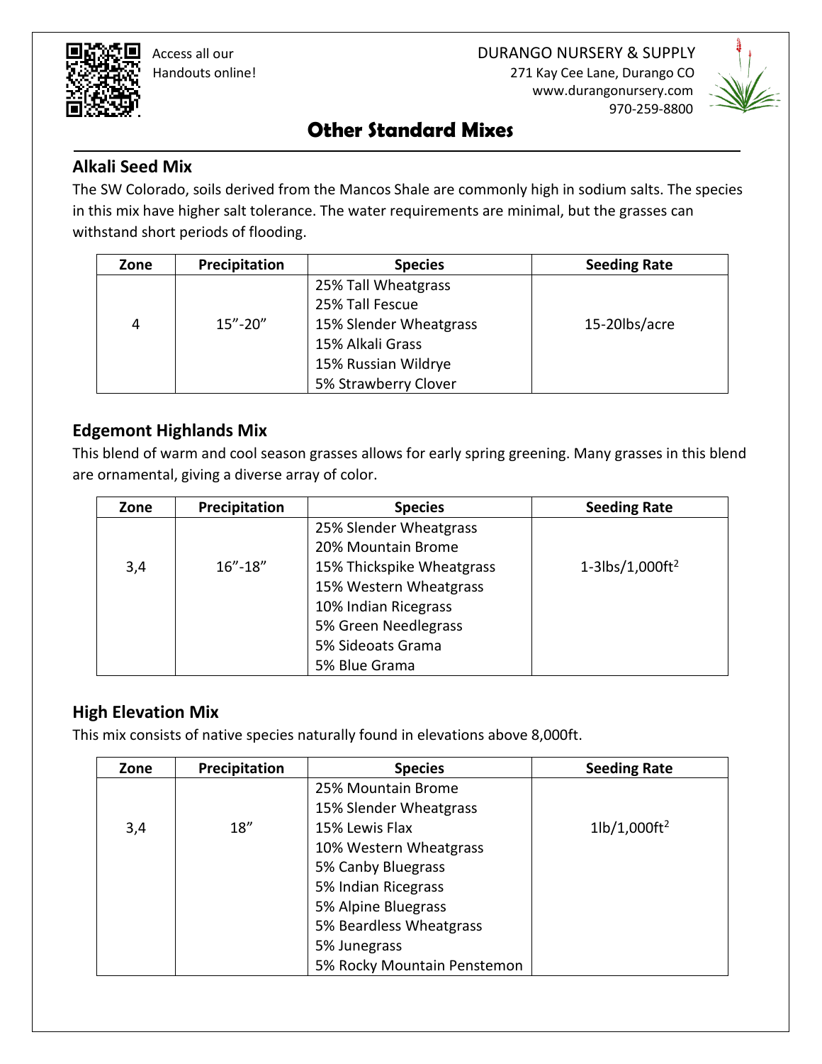Access all our Handouts online!

DURANGO NURSERY & SUPPLY
271 Kay Cee Lane, Durango CO
www.durangonursery.com
970-259-8800

# Other Standard Mixes

## Alkali Seed Mix

The SW Colorado, soils derived from the Mancos Shale are commonly high in sodium salts. The species in this mix have higher salt tolerance. The water requirements are minimal, but the grasses can withstand short periods of flooding.

| Zone | Precipitation | Species | Seeding Rate |
|---|---|---|---|
| 4 | 15”-20” | 25% Tall Wheatgrass<br>25% Tall Fescue<br>15% Slender Wheatgrass<br>15% Alkali Grass<br>15% Russian Wildrye<br>5% Strawberry Clover | 15-20lbs/acre |

## Edgemont Highlands Mix

This blend of warm and cool season grasses allows for early spring greening. Many grasses in this blend are ornamental, giving a diverse array of color.

| Zone | Precipitation | Species | Seeding Rate |
|---|---|---|---|
| 3,4 | 16”-18” | 25% Slender Wheatgrass<br>20% Mountain Brome<br>15% Thickspike Wheatgrass<br>15% Western Wheatgrass<br>10% Indian Ricegrass<br>5% Green Needlegrass<br>5% Sideoats Grama<br>5% Blue Grama | 1-3lbs/1,000ft$^2$ |

## High Elevation Mix

This mix consists of native species naturally found in elevations above 8,000ft.

| Zone | Precipitation | Species | Seeding Rate |
|---|---|---|---|
| 3,4 | 18” | 25% Mountain Brome<br>15% Slender Wheatgrass<br>15% Lewis Flax<br>10% Western Wheatgrass<br>5% Canby Bluegrass<br>5% Indian Ricegrass<br>5% Alpine Bluegrass<br>5% Beardless Wheatgrass<br>5% Junegrass<br>5% Rocky Mountain Penstemon | 1lb/1,000ft$^2$ |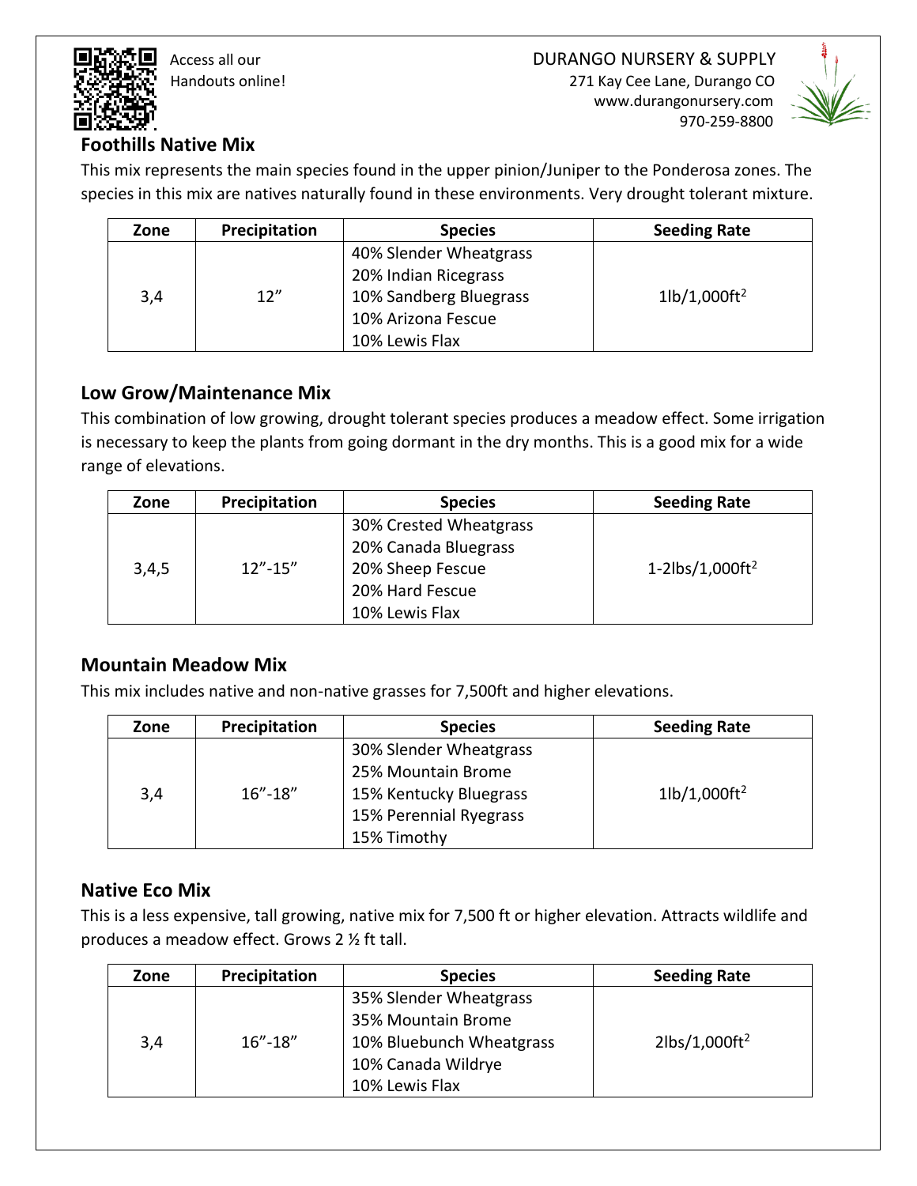Access all our Handouts online!

DURANGO NURSERY & SUPPLY
271 Kay Cee Lane, Durango CO
www.durangonursery.com
970-259-8800

## Foothills Native Mix

This mix represents the main species found in the upper pinion/Juniper to the Ponderosa zones. The species in this mix are natives naturally found in these environments. Very drought tolerant mixture.

| Zone | Precipitation | Species | Seeding Rate |
|---|---|---|---|
| 3,4 | 12” | 40% Slender Wheatgrass<br>20% Indian Ricegrass<br>10% Sandberg Bluegrass<br>10% Arizona Fescue<br>10% Lewis Flax | 1lb/1,000ft$^2$ |

## Low Grow/Maintenance Mix

This combination of low growing, drought tolerant species produces a meadow effect. Some irrigation is necessary to keep the plants from going dormant in the dry months. This is a good mix for a wide range of elevations.

| Zone | Precipitation | Species | Seeding Rate |
|---|---|---|---|
| 3,4,5 | 12”-15” | 30% Crested Wheatgrass<br>20% Canada Bluegrass<br>20% Sheep Fescue<br>20% Hard Fescue<br>10% Lewis Flax | 1-2lbs/1,000ft$^2$ |

## Mountain Meadow Mix

This mix includes native and non-native grasses for 7,500ft and higher elevations.

| Zone | Precipitation | Species | Seeding Rate |
|---|---|---|---|
| 3,4 | 16”-18” | 30% Slender Wheatgrass<br>25% Mountain Brome<br>15% Kentucky Bluegrass<br>15% Perennial Ryegrass<br>15% Timothy | 1lb/1,000ft$^2$ |

## Native Eco Mix

This is a less expensive, tall growing, native mix for 7,500 ft or higher elevation. Attracts wildlife and produces a meadow effect. Grows 2 ½ ft tall.

| Zone | Precipitation | Species | Seeding Rate |
|---|---|---|---|
| 3,4 | 16”-18” | 35% Slender Wheatgrass<br>35% Mountain Brome<br>10% Bluebunch Wheatgrass<br>10% Canada Wildrye<br>10% Lewis Flax | 2lbs/1,000ft$^2$ |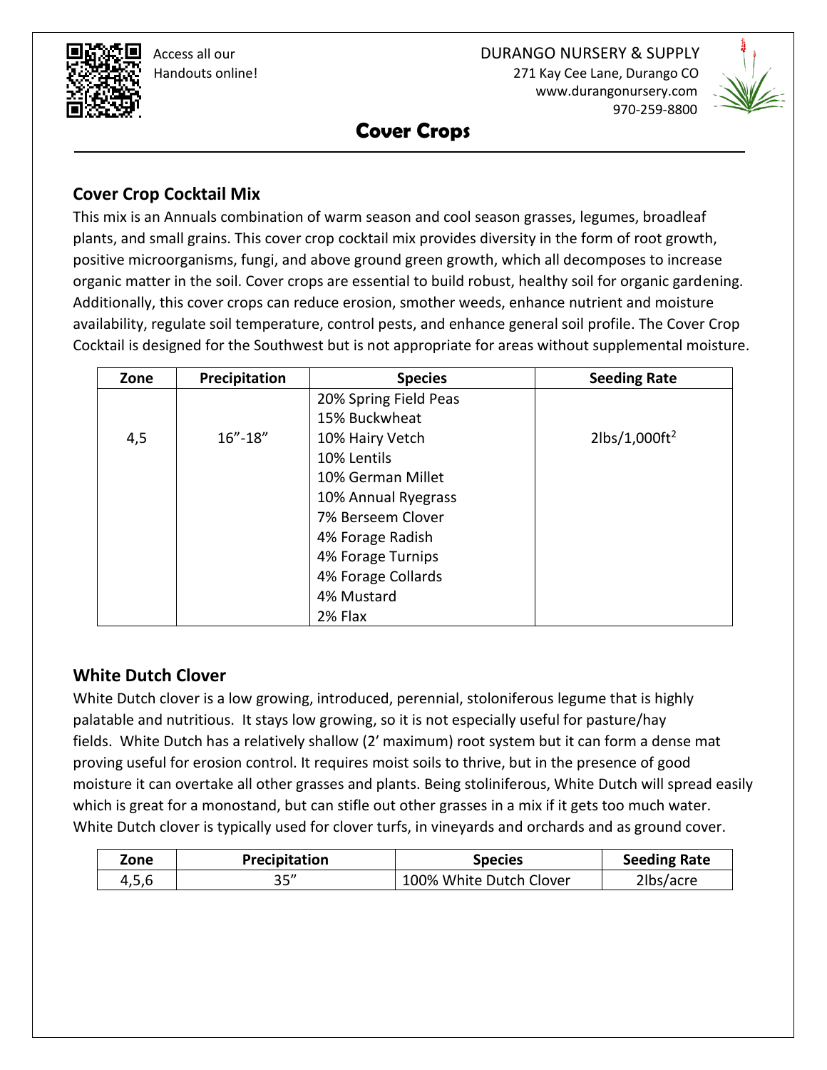# Cover Crops

## Cover Crop Cocktail Mix

This mix is an Annuals combination of warm season and cool season grasses, legumes, broadleaf plants, and small grains. This cover crop cocktail mix provides diversity in the form of root growth, positive microorganisms, fungi, and above ground green growth, which all decomposes to increase organic matter in the soil. Cover crops are essential to build robust, healthy soil for organic gardening. Additionally, this cover crops can reduce erosion, smother weeds, enhance nutrient and moisture availability, regulate soil temperature, control pests, and enhance general soil profile. The Cover Crop Cocktail is designed for the Southwest but is not appropriate for areas without supplemental moisture.

| Zone | Precipitation | Species | Seeding Rate |
|---|---|---|---|
| 4,5 | 16”-18” | 20% Spring Field Peas<br>15% Buckwheat<br>10% Hairy Vetch<br>10% Lentils<br>10% German Millet<br>10% Annual Ryegrass<br>7% Berseem Clover<br>4% Forage Radish<br>4% Forage Turnips<br>4% Forage Collards<br>4% Mustard<br>2% Flax | 2lbs/1,000ft$^2$ |

## White Dutch Clover

White Dutch clover is a low growing, introduced, perennial, stoloniferous legume that is highly palatable and nutritious. It stays low growing, so it is not especially useful for pasture/hay fields. White Dutch has a relatively shallow (2’ maximum) root system but it can form a dense mat proving useful for erosion control. It requires moist soils to thrive, but in the presence of good moisture it can overtake all other grasses and plants. Being stoliniferous, White Dutch will spread easily which is great for a monostand, but can stifle out other grasses in a mix if it gets too much water. White Dutch clover is typically used for clover turfs, in vineyards and orchards and as ground cover.

| Zone | Precipitation | Species | Seeding Rate |
|---|---|---|---|
| 4,5,6 | 35” | 100% White Dutch Clover | 2lbs/acre |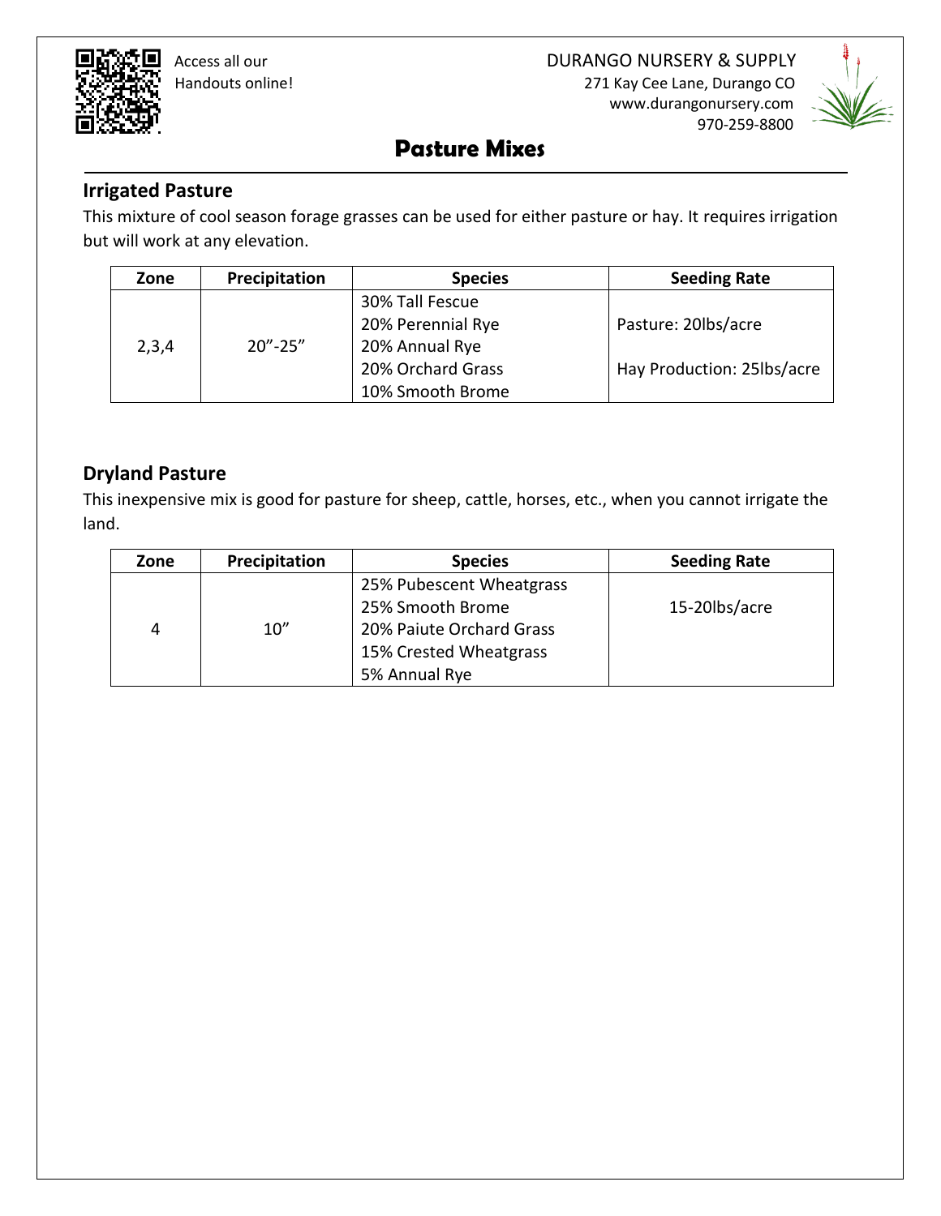# Pasture Mixes

## Irrigated Pasture

This mixture of cool season forage grasses can be used for either pasture or hay. It requires irrigation but will work at any elevation.

| Zone | Precipitation | Species | Seeding Rate |
|---|---|---|---|
| 2,3,4 | 20"-25" | 30% Tall Fescue<br>20% Perennial Rye<br>20% Annual Rye<br>20% Orchard Grass<br>10% Smooth Brome | Pasture: 20lbs/acre<br>Hay Production: 25lbs/acre |

## Dryland Pasture

This inexpensive mix is good for pasture for sheep, cattle, horses, etc., when you cannot irrigate the land.

| Zone | Precipitation | Species | Seeding Rate |
|---|---|---|---|
| 4 | 10" | 25% Pubescent Wheatgrass<br>25% Smooth Brome<br>20% Paiute Orchard Grass<br>15% Crested Wheatgrass<br>5% Annual Rye | 15-20lbs/acre |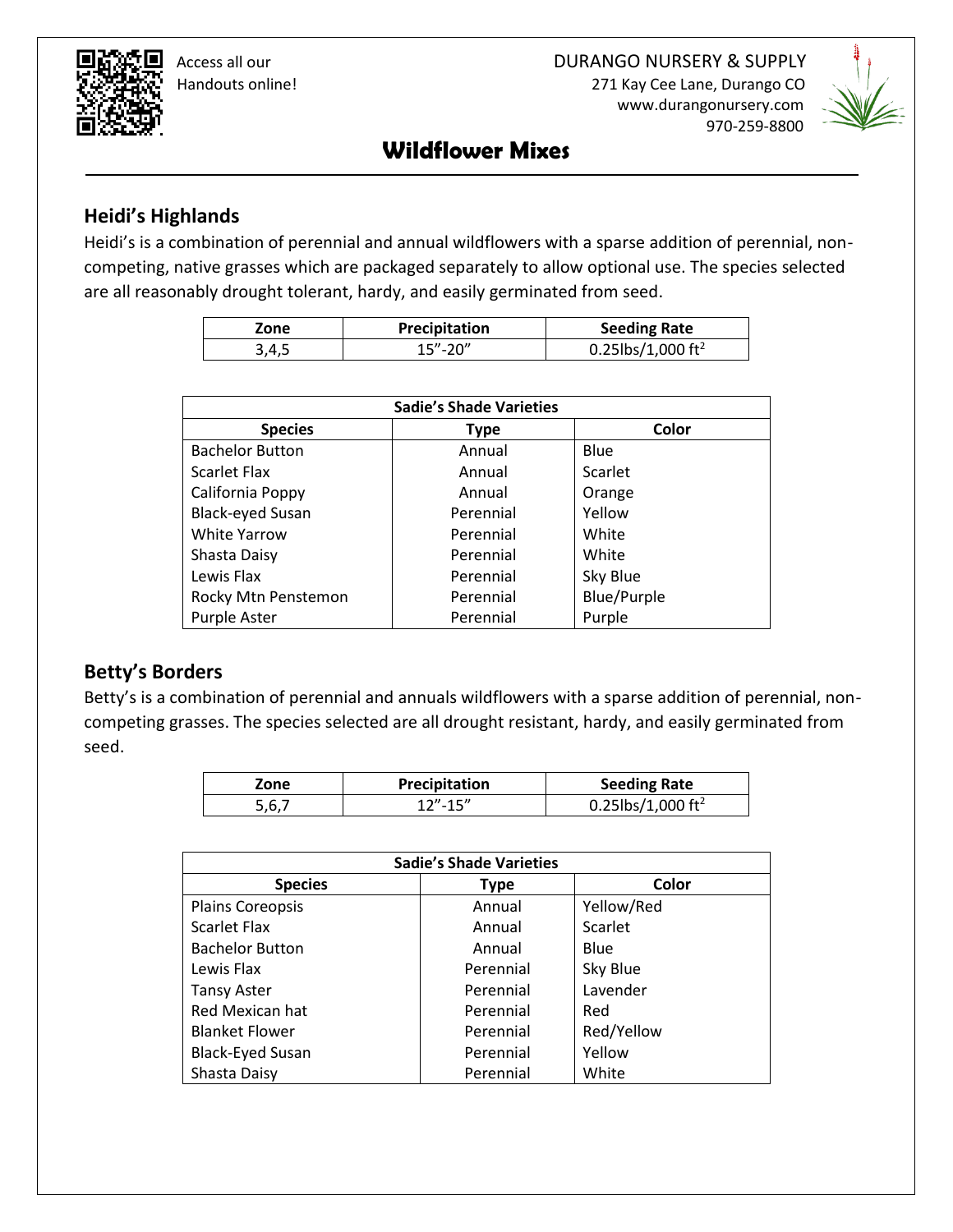Access all our Handouts online!

DURANGO NURSERY & SUPPLY
271 Kay Cee Lane, Durango CO
www.durangonursery.com
970-259-8800

# Wildflower Mixes

## Heidi's Highlands

Heidi's is a combination of perennial and annual wildflowers with a sparse addition of perennial, non-competing, native grasses which are packaged separately to allow optional use. The species selected are all reasonably drought tolerant, hardy, and easily germinated from seed.

| Zone | Precipitation | Seeding Rate |
|---|---|---|
| 3,4,5 | 15"-20" | 0.25lbs/1,000 $ft^2$ |

| Sadie's Shade Varieties | | |
|---|---|---|
| **Species** | **Type** | **Color** |
| Bachelor Button | Annual | Blue |
| Scarlet Flax | Annual | Scarlet |
| California Poppy | Annual | Orange |
| Black-eyed Susan | Perennial | Yellow |
| White Yarrow | Perennial | White |
| Shasta Daisy | Perennial | White |
| Lewis Flax | Perennial | Sky Blue |
| Rocky Mtn Penstemon | Perennial | Blue/Purple |
| Purple Aster | Perennial | Purple |

## Betty's Borders

Betty's is a combination of perennial and annuals wildflowers with a sparse addition of perennial, non-competing grasses. The species selected are all drought resistant, hardy, and easily germinated from seed.

| Zone | Precipitation | Seeding Rate |
|---|---|---|
| 5,6,7 | 12"-15" | 0.25lbs/1,000 $ft^2$ |

| Sadie's Shade Varieties | | |
|---|---|---|
| **Species** | **Type** | **Color** |
| Plains Coreopsis | Annual | Yellow/Red |
| Scarlet Flax | Annual | Scarlet |
| Bachelor Button | Annual | Blue |
| Lewis Flax | Perennial | Sky Blue |
| Tansy Aster | Perennial | Lavender |
| Red Mexican hat | Perennial | Red |
| Blanket Flower | Perennial | Red/Yellow |
| Black-Eyed Susan | Perennial | Yellow |
| Shasta Daisy | Perennial | White |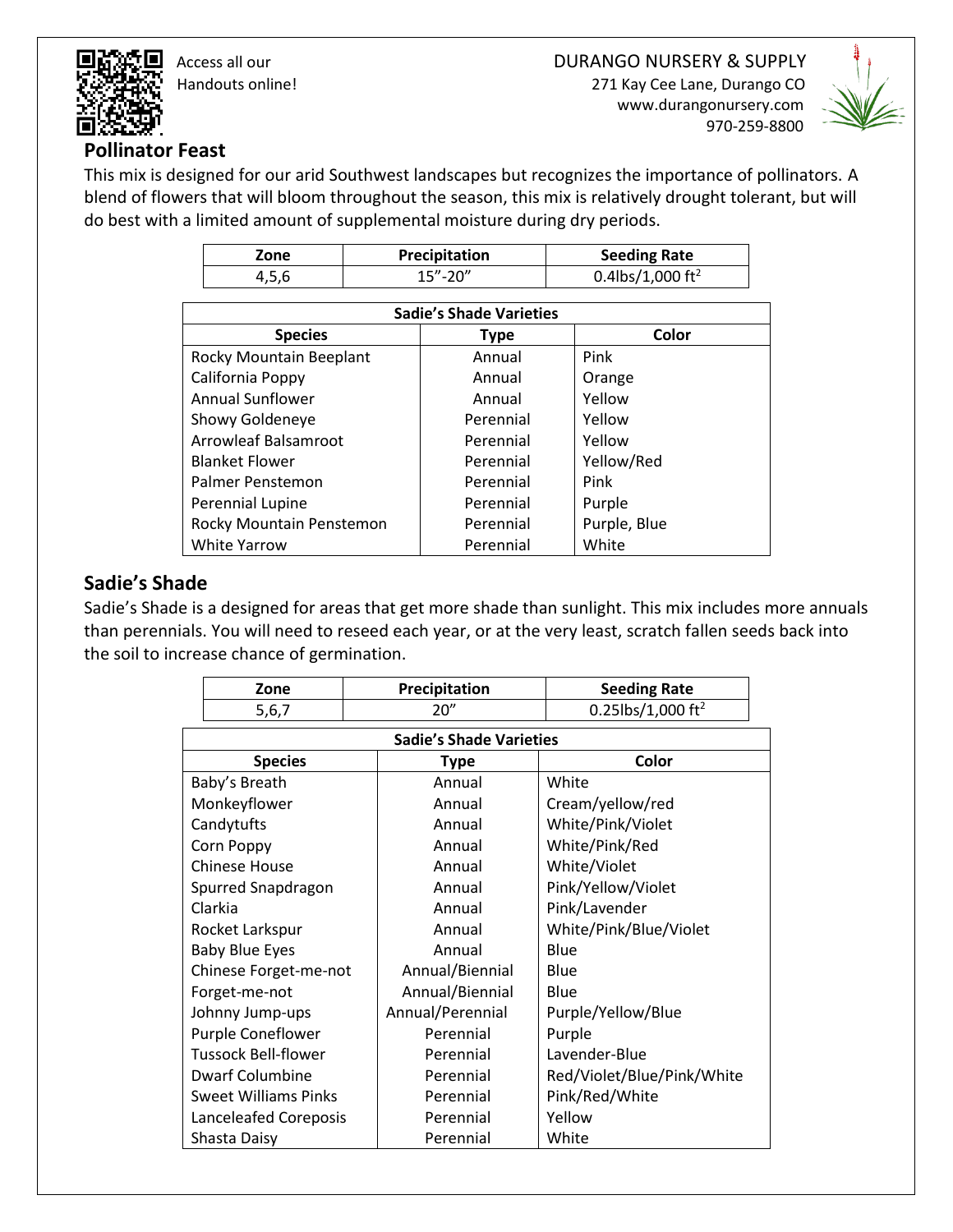Access all our Handouts online!

DURANGO NURSERY & SUPPLY
271 Kay Cee Lane, Durango CO
www.durangonursery.com
970-259-8800

## Pollinator Feast

This mix is designed for our arid Southwest landscapes but recognizes the importance of pollinators. A blend of flowers that will bloom throughout the season, this mix is relatively drought tolerant, but will do best with a limited amount of supplemental moisture during dry periods.

| Zone | Precipitation | Seeding Rate |
|---|---|---|
| 4,5,6 | 15"-20" | 0.4lbs/1,000 $ft^2$ |

| Sadie's Shade Varieties | | |
|---|---|---|
| **Species** | **Type** | **Color** |
| Rocky Mountain Beeplant | Annual | Pink |
| California Poppy | Annual | Orange |
| Annual Sunflower | Annual | Yellow |
| Showy Goldeneye | Perennial | Yellow |
| Arrowleaf Balsamroot | Perennial | Yellow |
| Blanket Flower | Perennial | Yellow/Red |
| Palmer Penstemon | Perennial | Pink |
| Perennial Lupine | Perennial | Purple |
| Rocky Mountain Penstemon | Perennial | Purple, Blue |
| White Yarrow | Perennial | White |

## Sadie's Shade

Sadie's Shade is a designed for areas that get more shade than sunlight. This mix includes more annuals than perennials. You will need to reseed each year, or at the very least, scratch fallen seeds back into the soil to increase chance of germination.

| Zone | Precipitation | Seeding Rate |
|---|---|---|
| 5,6,7 | 20" | 0.25lbs/1,000 $ft^2$ |

| Sadie's Shade Varieties | | |
|---|---|---|
| **Species** | **Type** | **Color** |
| Baby's Breath | Annual | White |
| Monkeyflower | Annual | Cream/yellow/red |
| Candytufts | Annual | White/Pink/Violet |
| Corn Poppy | Annual | White/Pink/Red |
| Chinese House | Annual | White/Violet |
| Spurred Snapdragon | Annual | Pink/Yellow/Violet |
| Clarkia | Annual | Pink/Lavender |
| Rocket Larkspur | Annual | White/Pink/Blue/Violet |
| Baby Blue Eyes | Annual | Blue |
| Chinese Forget-me-not | Annual/Biennial | Blue |
| Forget-me-not | Annual/Biennial | Blue |
| Johnny Jump-ups | Annual/Perennial | Purple/Yellow/Blue |
| Purple Coneflower | Perennial | Purple |
| Tussock Bell-flower | Perennial | Lavender-Blue |
| Dwarf Columbine | Perennial | Red/Violet/Blue/Pink/White |
| Sweet Williams Pinks | Perennial | Pink/Red/White |
| Lanceleafed Coreposis | Perennial | Yellow |
| Shasta Daisy | Perennial | White |